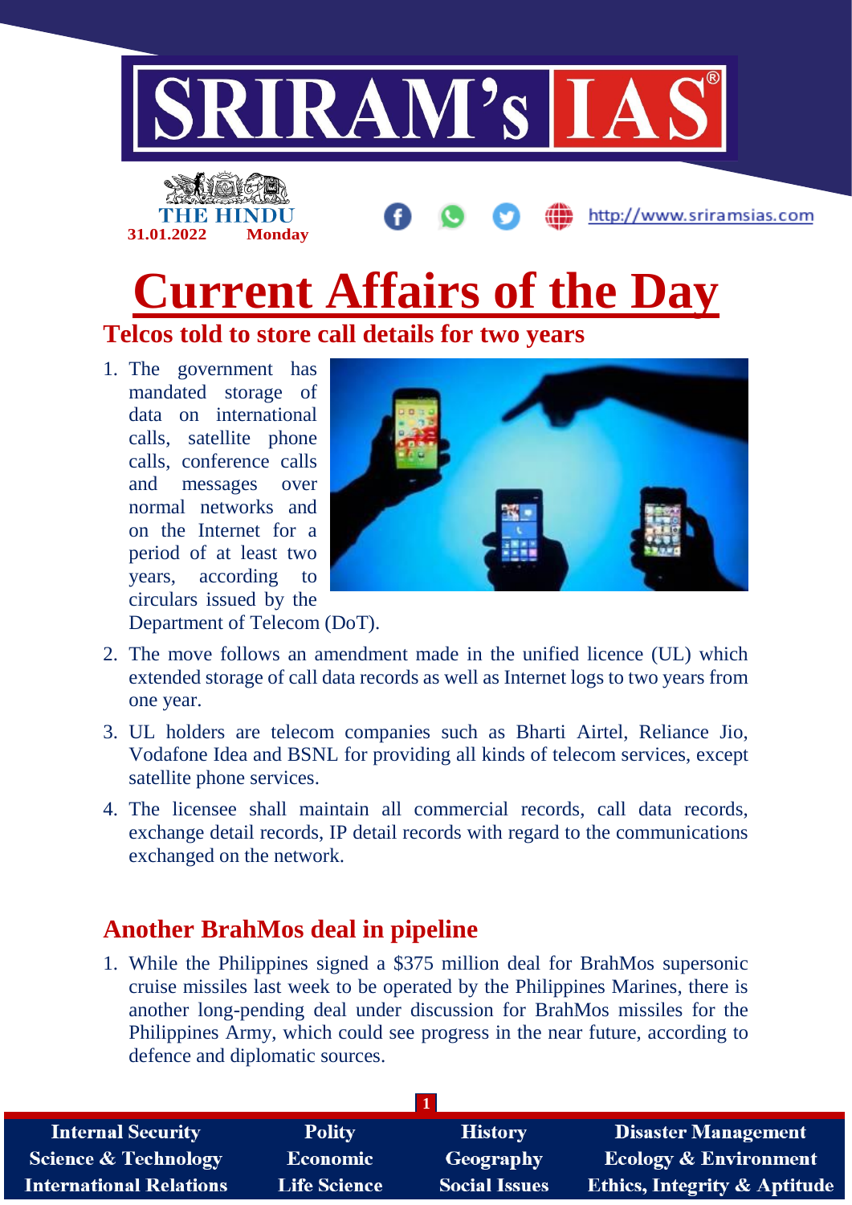# Current Affairs of the Day

## Telcos told to store call details for two years

1. The government has mandated storage of data on international calls, satellite phone calls, conference calls and messages over normal networks and on the Internet for a period of at least two years, according to circulars issued by the Department of Telecom (DoT).
2. The move follows an amendment made in the unified licence (UL) which extended storage of call data records as well as Internet logs to two years from one year.
3. UL holders are telecom companies such as Bharti Airtel, Reliance Jio, Vodafone Idea and BSNL for providing all kinds of telecom services, except satellite phone services.
4. The licensee shall maintain all commercial records, call data records, exchange detail records, IP detail records with regard to the communications exchanged on the network.

## Another BrahMos deal in pipeline

1. While the Philippines signed a $375 million deal for BrahMos supersonic cruise missiles last week to be operated by the Philippines Marines, there is another long-pending deal under discussion for BrahMos missiles for the Philippines Army, which could see progress in the near future, according to defence and diplomatic sources.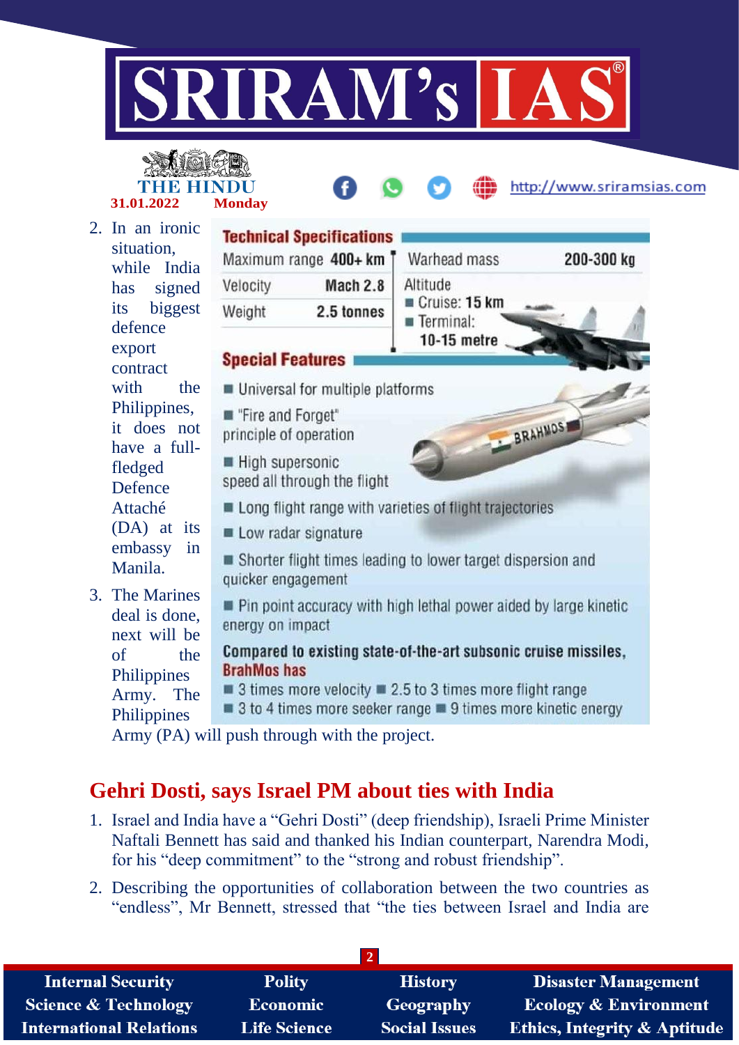2. In an ironic situation, while India has signed its biggest defence export contract with the Philippines, it does not have a full-fledged Defence Attaché (DA) at its embassy in Manila.
3. The Marines deal is done, next will be of the Philippines Army. The Philippines Army (PA) will push through with the project.

**Technical Specifications**

| | | | |
|---|---|---|---|
| Maximum range | 400+ km | Warhead mass | 200-300 kg |
| Velocity | Mach 2.8 | Altitude | ■ Cruise: 15 km ■ Terminal: 10-15 metre |
| Weight | 2.5 tonnes | | |

**Special Features**

- Universal for multiple platforms
- "Fire and Forget" principle of operation
- High supersonic speed all through the flight
- Long flight range with varieties of flight trajectories
- Low radar signature
- Shorter flight times leading to lower target dispersion and quicker engagement
- Pin point accuracy with high lethal power aided by large kinetic energy on impact

**Compared to existing state-of-the-art subsonic cruise missiles, BrahMos has**

- 3 times more velocity
- 2.5 to 3 times more flight range
- 3 to 4 times more seeker range
- 9 times more kinetic energy

## Gehri Dosti, says Israel PM about ties with India

1. Israel and India have a "Gehri Dosti" (deep friendship), Israeli Prime Minister Naftali Bennett has said and thanked his Indian counterpart, Narendra Modi, for his "deep commitment" to the "strong and robust friendship".
2. Describing the opportunities of collaboration between the two countries as "endless", Mr Bennett, stressed that "the ties between Israel and India are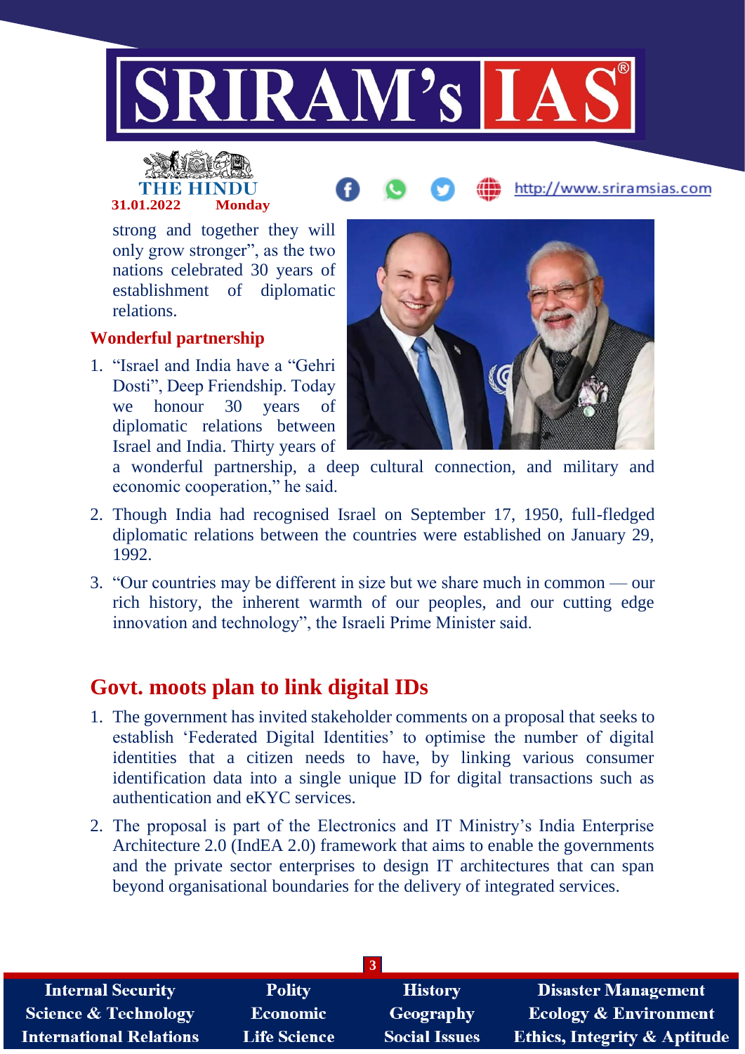strong and together they will only grow stronger", as the two nations celebrated 30 years of establishment of diplomatic relations.

### Wonderful partnership

1. "Israel and India have a "Gehri Dosti", Deep Friendship. Today we honour 30 years of diplomatic relations between Israel and India. Thirty years of a wonderful partnership, a deep cultural connection, and military and economic cooperation," he said.
2. Though India had recognised Israel on September 17, 1950, full-fledged diplomatic relations between the countries were established on January 29, 1992.
3. "Our countries may be different in size but we share much in common — our rich history, the inherent warmth of our peoples, and our cutting edge innovation and technology", the Israeli Prime Minister said.

## Govt. moots plan to link digital IDs

1. The government has invited stakeholder comments on a proposal that seeks to establish 'Federated Digital Identities' to optimise the number of digital identities that a citizen needs to have, by linking various consumer identification data into a single unique ID for digital transactions such as authentication and eKYC services.
2. The proposal is part of the Electronics and IT Ministry's India Enterprise Architecture 2.0 (IndEA 2.0) framework that aims to enable the governments and the private sector enterprises to design IT architectures that can span beyond organisational boundaries for the delivery of integrated services.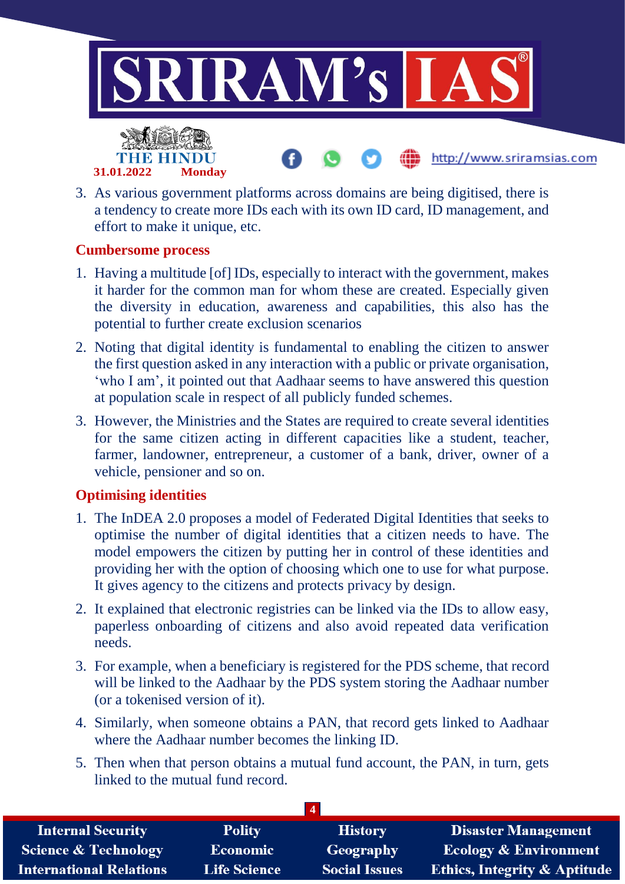3. As various government platforms across domains are being digitised, there is a tendency to create more IDs each with its own ID card, ID management, and effort to make it unique, etc.

## Cumbersome process

1. Having a multitude [of] IDs, especially to interact with the government, makes it harder for the common man for whom these are created. Especially given the diversity in education, awareness and capabilities, this also has the potential to further create exclusion scenarios
2. Noting that digital identity is fundamental to enabling the citizen to answer the first question asked in any interaction with a public or private organisation, 'who I am', it pointed out that Aadhaar seems to have answered this question at population scale in respect of all publicly funded schemes.
3. However, the Ministries and the States are required to create several identities for the same citizen acting in different capacities like a student, teacher, farmer, landowner, entrepreneur, a customer of a bank, driver, owner of a vehicle, pensioner and so on.

## Optimising identities

1. The InDEA 2.0 proposes a model of Federated Digital Identities that seeks to optimise the number of digital identities that a citizen needs to have. The model empowers the citizen by putting her in control of these identities and providing her with the option of choosing which one to use for what purpose. It gives agency to the citizens and protects privacy by design.
2. It explained that electronic registries can be linked via the IDs to allow easy, paperless onboarding of citizens and also avoid repeated data verification needs.
3. For example, when a beneficiary is registered for the PDS scheme, that record will be linked to the Aadhaar by the PDS system storing the Aadhaar number (or a tokenised version of it).
4. Similarly, when someone obtains a PAN, that record gets linked to Aadhaar where the Aadhaar number becomes the linking ID.
5. Then when that person obtains a mutual fund account, the PAN, in turn, gets linked to the mutual fund record.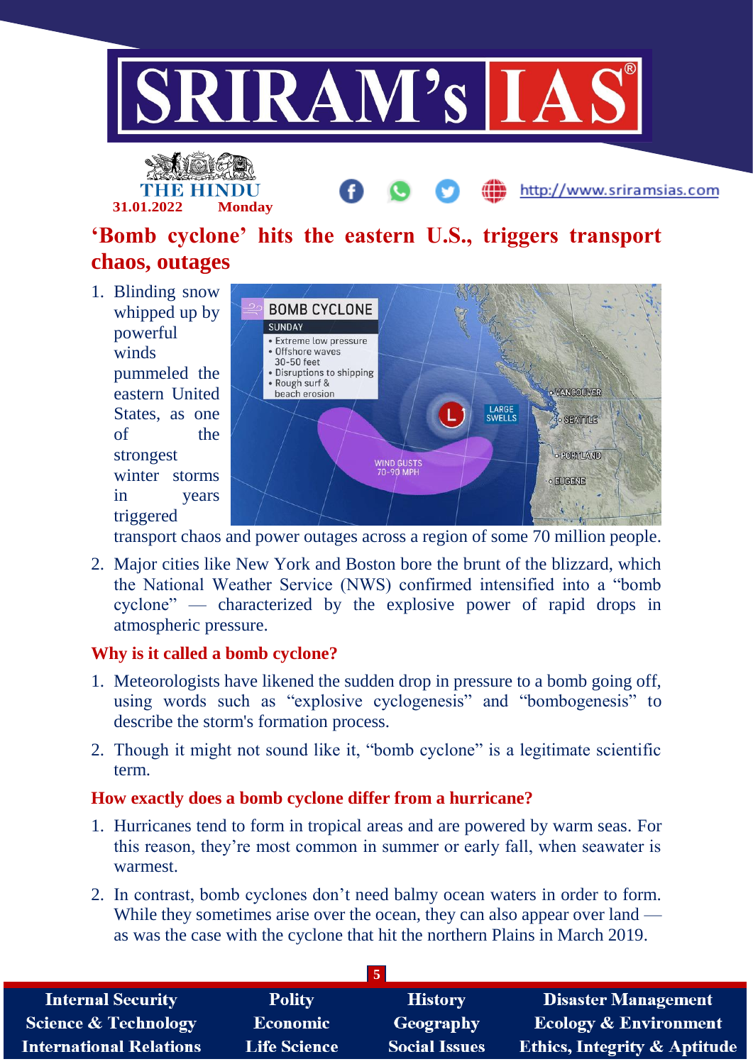# 'Bomb cyclone' hits the eastern U.S., triggers transport chaos, outages

1. Blinding snow whipped up by powerful winds pummeled the eastern United States, as one of the strongest winter storms in years triggered transport chaos and power outages across a region of some 70 million people.
2. Major cities like New York and Boston bore the brunt of the blizzard, which the National Weather Service (NWS) confirmed intensified into a "bomb cyclone" — characterized by the explosive power of rapid drops in atmospheric pressure.

## Why is it called a bomb cyclone?

1. Meteorologists have likened the sudden drop in pressure to a bomb going off, using words such as "explosive cyclogenesis" and "bombogenesis" to describe the storm's formation process.
2. Though it might not sound like it, "bomb cyclone" is a legitimate scientific term.

## How exactly does a bomb cyclone differ from a hurricane?

1. Hurricanes tend to form in tropical areas and are powered by warm seas. For this reason, they're most common in summer or early fall, when seawater is warmest.
2. In contrast, bomb cyclones don't need balmy ocean waters in order to form. While they sometimes arise over the ocean, they can also appear over land — as was the case with the cyclone that hit the northern Plains in March 2019.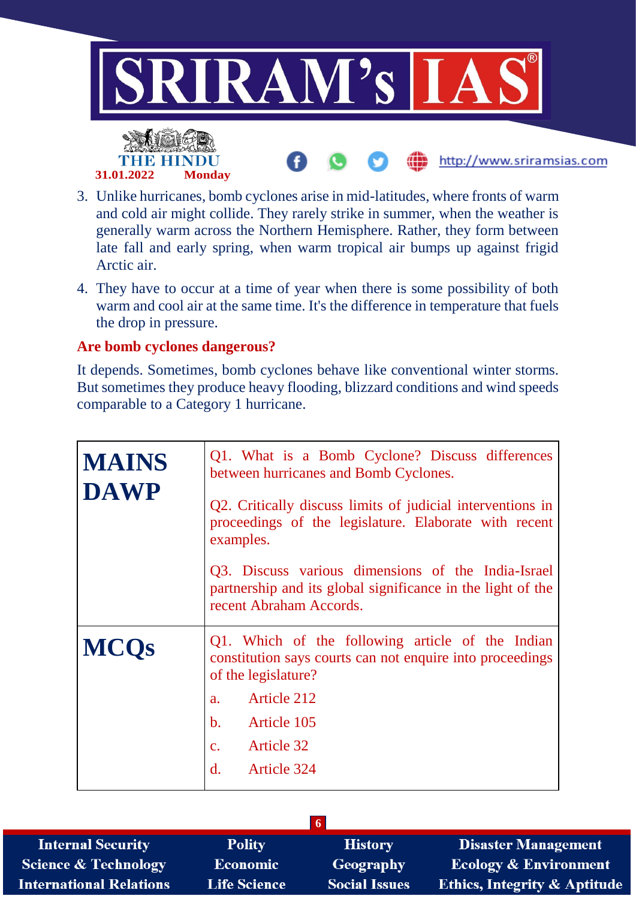3. Unlike hurricanes, bomb cyclones arise in mid-latitudes, where fronts of warm and cold air might collide. They rarely strike in summer, when the weather is generally warm across the Northern Hemisphere. Rather, they form between late fall and early spring, when warm tropical air bumps up against frigid Arctic air.
4. They have to occur at a time of year when there is some possibility of both warm and cool air at the same time. It's the difference in temperature that fuels the drop in pressure.

### Are bomb cyclones dangerous?

It depends. Sometimes, bomb cyclones behave like conventional winter storms. But sometimes they produce heavy flooding, blizzard conditions and wind speeds comparable to a Category 1 hurricane.

| | |
|---|---|
| **MAINS DAWP** | Q1. What is a Bomb Cyclone? Discuss differences between hurricanes and Bomb Cyclones.<br><br>Q2. Critically discuss limits of judicial interventions in proceedings of the legislature. Elaborate with recent examples.<br><br>Q3. Discuss various dimensions of the India-Israel partnership and its global significance in the light of the recent Abraham Accords. |
| **MCQs** | Q1. Which of the following article of the Indian constitution says courts can not enquire into proceedings of the legislature?<br>a. Article 212<br>b. Article 105<br>c. Article 32<br>d. Article 324 |